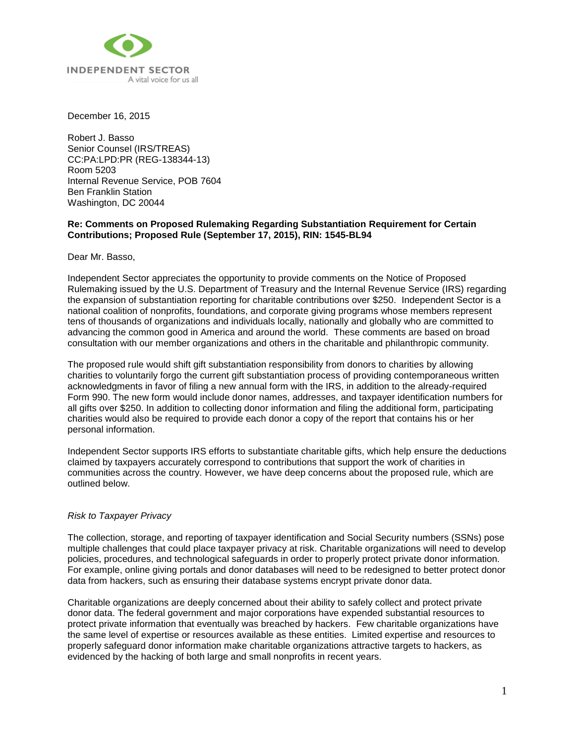INDEPENDENT SECTOR
A vital voice for us all

December 16, 2015

Robert J. Basso
Senior Counsel (IRS/TREAS)
CC:PA:LPD:PR (REG-138344-13)
Room 5203
Internal Revenue Service, POB 7604
Ben Franklin Station
Washington, DC 20044

**Re: Comments on Proposed Rulemaking Regarding Substantiation Requirement for Certain Contributions; Proposed Rule (September 17, 2015), RIN: 1545-BL94**

Dear Mr. Basso,

Independent Sector appreciates the opportunity to provide comments on the Notice of Proposed Rulemaking issued by the U.S. Department of Treasury and the Internal Revenue Service (IRS) regarding the expansion of substantiation reporting for charitable contributions over $250. Independent Sector is a national coalition of nonprofits, foundations, and corporate giving programs whose members represent tens of thousands of organizations and individuals locally, nationally and globally who are committed to advancing the common good in America and around the world. These comments are based on broad consultation with our member organizations and others in the charitable and philanthropic community.

The proposed rule would shift gift substantiation responsibility from donors to charities by allowing charities to voluntarily forgo the current gift substantiation process of providing contemporaneous written acknowledgments in favor of filing a new annual form with the IRS, in addition to the already-required Form 990. The new form would include donor names, addresses, and taxpayer identification numbers for all gifts over $250. In addition to collecting donor information and filing the additional form, participating charities would also be required to provide each donor a copy of the report that contains his or her personal information.

Independent Sector supports IRS efforts to substantiate charitable gifts, which help ensure the deductions claimed by taxpayers accurately correspond to contributions that support the work of charities in communities across the country. However, we have deep concerns about the proposed rule, which are outlined below.

*Risk to Taxpayer Privacy*

The collection, storage, and reporting of taxpayer identification and Social Security numbers (SSNs) pose multiple challenges that could place taxpayer privacy at risk. Charitable organizations will need to develop policies, procedures, and technological safeguards in order to properly protect private donor information. For example, online giving portals and donor databases will need to be redesigned to better protect donor data from hackers, such as ensuring their database systems encrypt private donor data.

Charitable organizations are deeply concerned about their ability to safely collect and protect private donor data. The federal government and major corporations have expended substantial resources to protect private information that eventually was breached by hackers. Few charitable organizations have the same level of expertise or resources available as these entities. Limited expertise and resources to properly safeguard donor information make charitable organizations attractive targets to hackers, as evidenced by the hacking of both large and small nonprofits in recent years.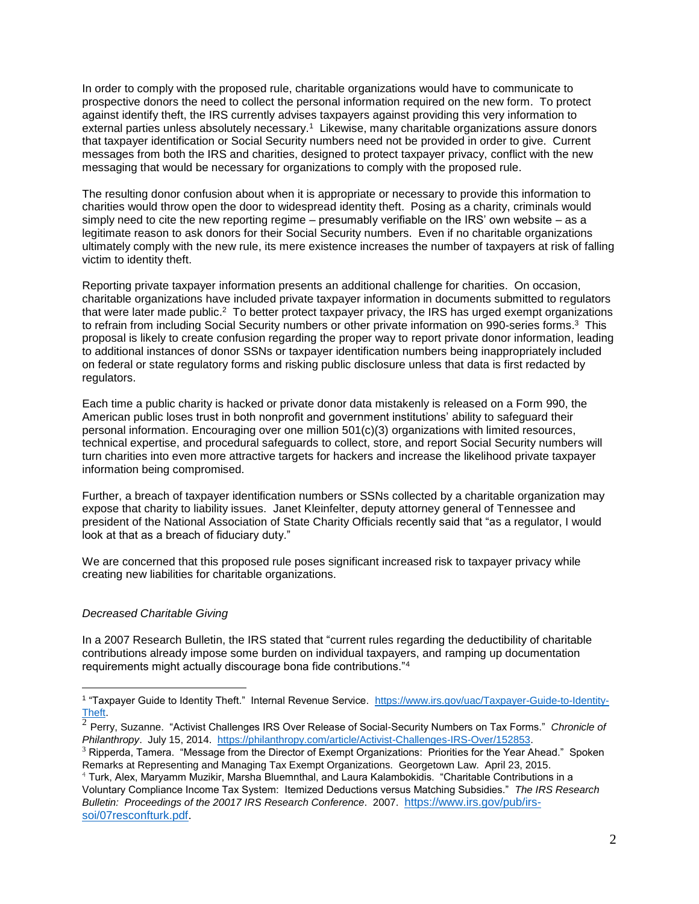In order to comply with the proposed rule, charitable organizations would have to communicate to prospective donors the need to collect the personal information required on the new form. To protect against identify theft, the IRS currently advises taxpayers against providing this very information to external parties unless absolutely necessary.[1] Likewise, many charitable organizations assure donors that taxpayer identification or Social Security numbers need not be provided in order to give. Current messages from both the IRS and charities, designed to protect taxpayer privacy, conflict with the new messaging that would be necessary for organizations to comply with the proposed rule.

The resulting donor confusion about when it is appropriate or necessary to provide this information to charities would throw open the door to widespread identity theft. Posing as a charity, criminals would simply need to cite the new reporting regime – presumably verifiable on the IRS' own website – as a legitimate reason to ask donors for their Social Security numbers. Even if no charitable organizations ultimately comply with the new rule, its mere existence increases the number of taxpayers at risk of falling victim to identity theft.

Reporting private taxpayer information presents an additional challenge for charities. On occasion, charitable organizations have included private taxpayer information in documents submitted to regulators that were later made public.[2] To better protect taxpayer privacy, the IRS has urged exempt organizations to refrain from including Social Security numbers or other private information on 990-series forms.[3] This proposal is likely to create confusion regarding the proper way to report private donor information, leading to additional instances of donor SSNs or taxpayer identification numbers being inappropriately included on federal or state regulatory forms and risking public disclosure unless that data is first redacted by regulators.

Each time a public charity is hacked or private donor data mistakenly is released on a Form 990, the American public loses trust in both nonprofit and government institutions' ability to safeguard their personal information. Encouraging over one million 501(c)(3) organizations with limited resources, technical expertise, and procedural safeguards to collect, store, and report Social Security numbers will turn charities into even more attractive targets for hackers and increase the likelihood private taxpayer information being compromised.

Further, a breach of taxpayer identification numbers or SSNs collected by a charitable organization may expose that charity to liability issues. Janet Kleinfelter, deputy attorney general of Tennessee and president of the National Association of State Charity Officials recently said that "as a regulator, I would look at that as a breach of fiduciary duty."

We are concerned that this proposed rule poses significant increased risk to taxpayer privacy while creating new liabilities for charitable organizations.

*Decreased Charitable Giving*

In a 2007 Research Bulletin, the IRS stated that "current rules regarding the deductibility of charitable contributions already impose some burden on individual taxpayers, and ramping up documentation requirements might actually discourage bona fide contributions."[4]

---

[1] "Taxpayer Guide to Identity Theft." Internal Revenue Service. https://www.irs.gov/uac/Taxpayer-Guide-to-Identity-Theft.

[2] Perry, Suzanne. "Activist Challenges IRS Over Release of Social-Security Numbers on Tax Forms." *Chronicle of Philanthropy*. July 15, 2014. https://philanthropy.com/article/Activist-Challenges-IRS-Over/152853.

[3] Ripperda, Tamera. "Message from the Director of Exempt Organizations: Priorities for the Year Ahead." Spoken Remarks at Representing and Managing Tax Exempt Organizations. Georgetown Law. April 23, 2015.

[4] Turk, Alex, Maryamm Muzikir, Marsha Bluemnthal, and Laura Kalambokidis. "Charitable Contributions in a Voluntary Compliance Income Tax System: Itemized Deductions versus Matching Subsidies." *The IRS Research Bulletin: Proceedings of the 20017 IRS Research Conference*. 2007. https://www.irs.gov/pub/irs-soi/07resconfturk.pdf.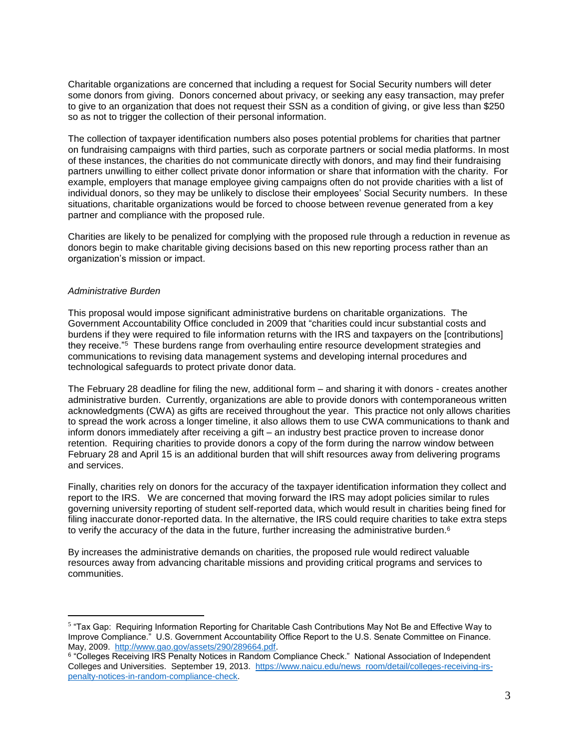Charitable organizations are concerned that including a request for Social Security numbers will deter some donors from giving. Donors concerned about privacy, or seeking any easy transaction, may prefer to give to an organization that does not request their SSN as a condition of giving, or give less than $250 so as not to trigger the collection of their personal information.

The collection of taxpayer identification numbers also poses potential problems for charities that partner on fundraising campaigns with third parties, such as corporate partners or social media platforms. In most of these instances, the charities do not communicate directly with donors, and may find their fundraising partners unwilling to either collect private donor information or share that information with the charity. For example, employers that manage employee giving campaigns often do not provide charities with a list of individual donors, so they may be unlikely to disclose their employees' Social Security numbers. In these situations, charitable organizations would be forced to choose between revenue generated from a key partner and compliance with the proposed rule.

Charities are likely to be penalized for complying with the proposed rule through a reduction in revenue as donors begin to make charitable giving decisions based on this new reporting process rather than an organization's mission or impact.

*Administrative Burden*

This proposal would impose significant administrative burdens on charitable organizations. The Government Accountability Office concluded in 2009 that "charities could incur substantial costs and burdens if they were required to file information returns with the IRS and taxpayers on the [contributions] they receive."[5] These burdens range from overhauling entire resource development strategies and communications to revising data management systems and developing internal procedures and technological safeguards to protect private donor data.

The February 28 deadline for filing the new, additional form – and sharing it with donors - creates another administrative burden. Currently, organizations are able to provide donors with contemporaneous written acknowledgments (CWA) as gifts are received throughout the year. This practice not only allows charities to spread the work across a longer timeline, it also allows them to use CWA communications to thank and inform donors immediately after receiving a gift – an industry best practice proven to increase donor retention. Requiring charities to provide donors a copy of the form during the narrow window between February 28 and April 15 is an additional burden that will shift resources away from delivering programs and services.

Finally, charities rely on donors for the accuracy of the taxpayer identification information they collect and report to the IRS. We are concerned that moving forward the IRS may adopt policies similar to rules governing university reporting of student self-reported data, which would result in charities being fined for filing inaccurate donor-reported data. In the alternative, the IRS could require charities to take extra steps to verify the accuracy of the data in the future, further increasing the administrative burden.[6]

By increases the administrative demands on charities, the proposed rule would redirect valuable resources away from advancing charitable missions and providing critical programs and services to communities.

---

[5] "Tax Gap: Requiring Information Reporting for Charitable Cash Contributions May Not Be and Effective Way to Improve Compliance." U.S. Government Accountability Office Report to the U.S. Senate Committee on Finance. May, 2009. http://www.gao.gov/assets/290/289664.pdf.

[6] "Colleges Receiving IRS Penalty Notices in Random Compliance Check." National Association of Independent Colleges and Universities. September 19, 2013. https://www.naicu.edu/news_room/detail/colleges-receiving-irs-penalty-notices-in-random-compliance-check.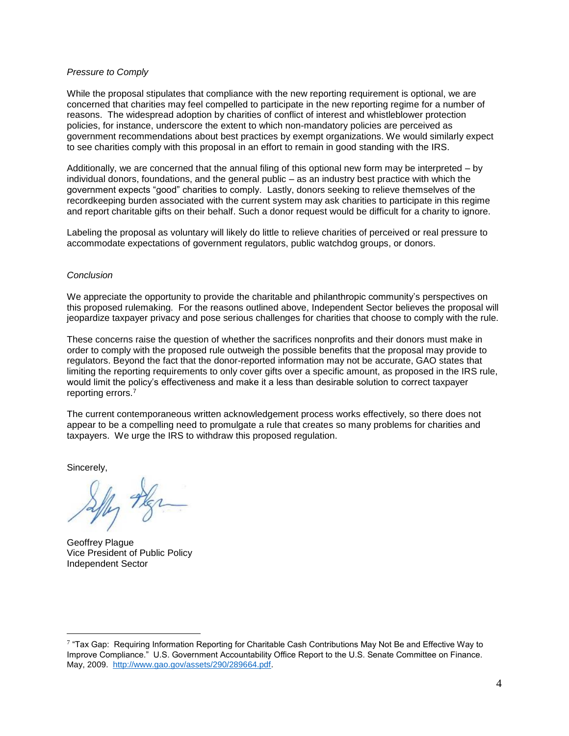*Pressure to Comply*

While the proposal stipulates that compliance with the new reporting requirement is optional, we are concerned that charities may feel compelled to participate in the new reporting regime for a number of reasons. The widespread adoption by charities of conflict of interest and whistleblower protection policies, for instance, underscore the extent to which non-mandatory policies are perceived as government recommendations about best practices by exempt organizations. We would similarly expect to see charities comply with this proposal in an effort to remain in good standing with the IRS.

Additionally, we are concerned that the annual filing of this optional new form may be interpreted – by individual donors, foundations, and the general public – as an industry best practice with which the government expects "good" charities to comply. Lastly, donors seeking to relieve themselves of the recordkeeping burden associated with the current system may ask charities to participate in this regime and report charitable gifts on their behalf. Such a donor request would be difficult for a charity to ignore.

Labeling the proposal as voluntary will likely do little to relieve charities of perceived or real pressure to accommodate expectations of government regulators, public watchdog groups, or donors.

*Conclusion*

We appreciate the opportunity to provide the charitable and philanthropic community's perspectives on this proposed rulemaking. For the reasons outlined above, Independent Sector believes the proposal will jeopardize taxpayer privacy and pose serious challenges for charities that choose to comply with the rule.

These concerns raise the question of whether the sacrifices nonprofits and their donors must make in order to comply with the proposed rule outweigh the possible benefits that the proposal may provide to regulators. Beyond the fact that the donor-reported information may not be accurate, GAO states that limiting the reporting requirements to only cover gifts over a specific amount, as proposed in the IRS rule, would limit the policy's effectiveness and make it a less than desirable solution to correct taxpayer reporting errors.[7]

The current contemporaneous written acknowledgement process works effectively, so there does not appear to be a compelling need to promulgate a rule that creates so many problems for charities and taxpayers. We urge the IRS to withdraw this proposed regulation.

Sincerely,

Geoffrey Plague
Vice President of Public Policy
Independent Sector

---

[7] "Tax Gap: Requiring Information Reporting for Charitable Cash Contributions May Not Be and Effective Way to Improve Compliance." U.S. Government Accountability Office Report to the U.S. Senate Committee on Finance. May, 2009. http://www.gao.gov/assets/290/289664.pdf.